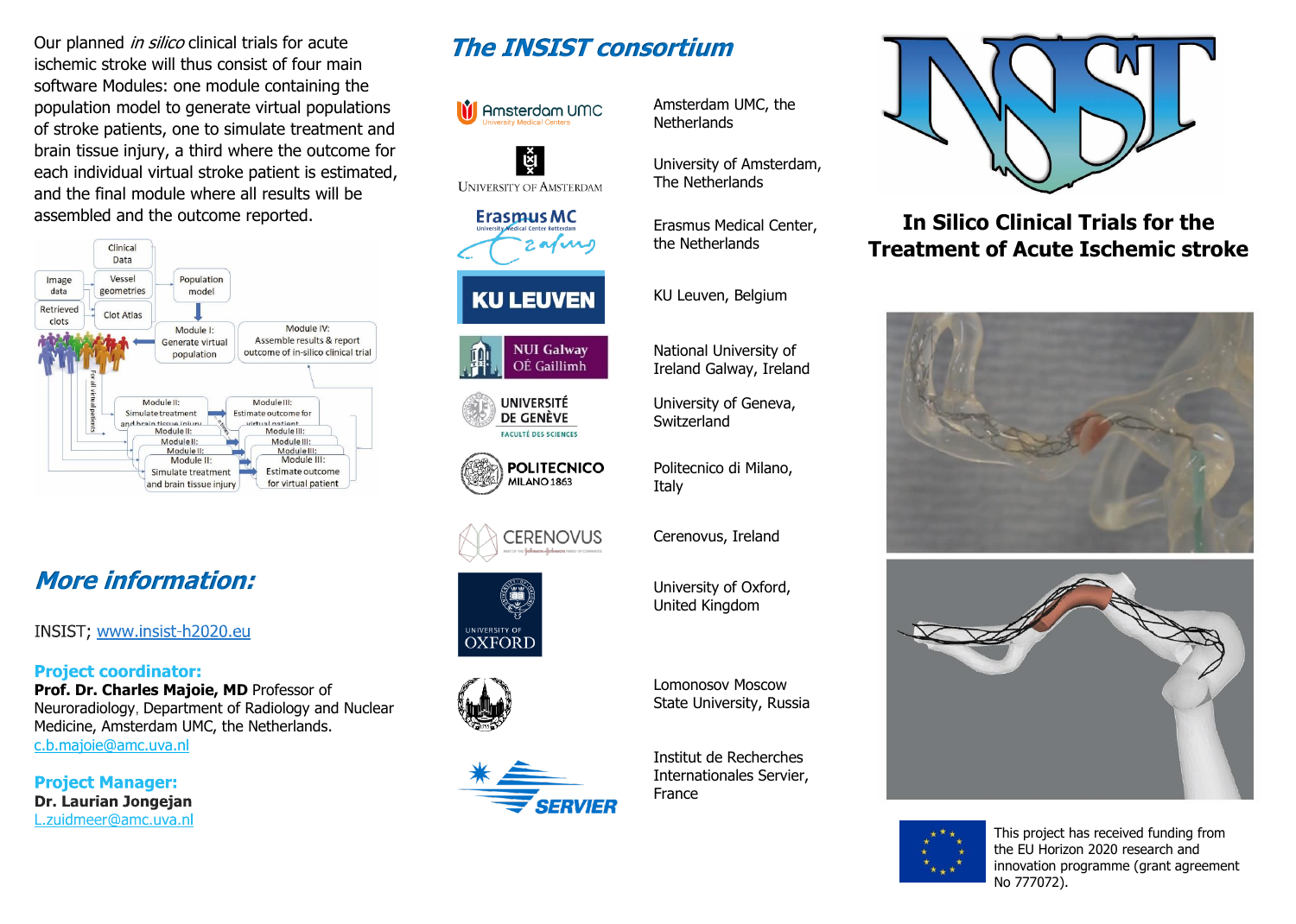Our planned *in silico* clinical trials for acute ischemic stroke will thus consist of four main software Modules: one module containing the population model to generate virtual populations of stroke patients, one to simulate treatment and brain tissue injury, a third where the outcome for each individual virtual stroke patient is estimated, and the final module where all results will be assembled and the outcome reported.

## More information:

INSIST; [www.insist-h2020.eu](http://www.insist-h2020.eu)

**Project coordinator:**
**Prof. Dr. Charles Majoie, MD** Professor of Neuroradiology, Department of Radiology and Nuclear Medicine, Amsterdam UMC, the Netherlands.
c.b.majoie@amc.uva.nl

**Project Manager:**
**Dr. Laurian Jongejan**
L.zuidmeer@amc.uva.nl

## The INSIST consortium

- Amsterdam UMC, the Netherlands
- University of Amsterdam, The Netherlands
- Erasmus Medical Center, the Netherlands
- KU Leuven, Belgium
- National University of Ireland Galway, Ireland
- University of Geneva, Switzerland
- Politecnico di Milano, Italy
- Cerenovus, Ireland
- University of Oxford, United Kingdom
- Lomonosov Moscow State University, Russia
- Institut de Recherches Internationales Servier, France

# In Silico Clinical Trials for the Treatment of Acute Ischemic stroke

This project has received funding from the EU Horizon 2020 research and innovation programme (grant agreement No 777072).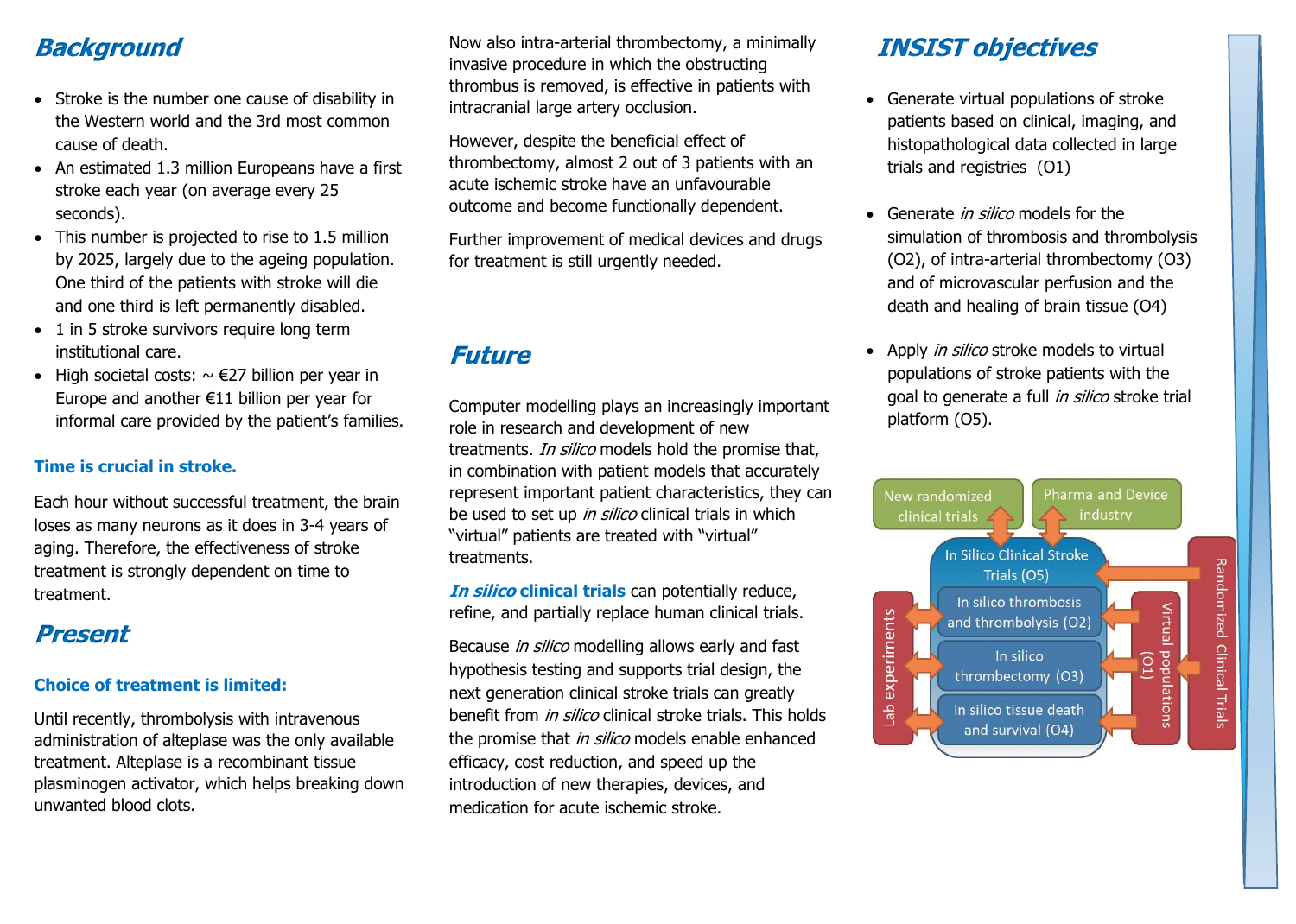## Background

- Stroke is the number one cause of disability in the Western world and the 3rd most common cause of death.
- An estimated 1.3 million Europeans have a first stroke each year (on average every 25 seconds).
- This number is projected to rise to 1.5 million by 2025, largely due to the ageing population. One third of the patients with stroke will die and one third is left permanently disabled.
- 1 in 5 stroke survivors require long term institutional care.
- High societal costs: ~ €27 billion per year in Europe and another €11 billion per year for informal care provided by the patient's families.

### Time is crucial in stroke.

Each hour without successful treatment, the brain loses as many neurons as it does in 3-4 years of aging. Therefore, the effectiveness of stroke treatment is strongly dependent on time to treatment.

## Present

### Choice of treatment is limited:

Until recently, thrombolysis with intravenous administration of alteplase was the only available treatment. Alteplase is a recombinant tissue plasminogen activator, which helps breaking down unwanted blood clots.

Now also intra-arterial thrombectomy, a minimally invasive procedure in which the obstructing thrombus is removed, is effective in patients with intracranial large artery occlusion.

However, despite the beneficial effect of thrombectomy, almost 2 out of 3 patients with an acute ischemic stroke have an unfavourable outcome and become functionally dependent.

Further improvement of medical devices and drugs for treatment is still urgently needed.

## Future

Computer modelling plays an increasingly important role in research and development of new treatments. *In silico* models hold the promise that, in combination with patient models that accurately represent important patient characteristics, they can be used to set up *in silico* clinical trials in which "virtual" patients are treated with "virtual" treatments.

***In silico* clinical trials** can potentially reduce, refine, and partially replace human clinical trials.

Because *in silico* modelling allows early and fast hypothesis testing and supports trial design, the next generation clinical stroke trials can greatly benefit from *in silico* clinical stroke trials. This holds the promise that *in silico* models enable enhanced efficacy, cost reduction, and speed up the introduction of new therapies, devices, and medication for acute ischemic stroke.

## INSIST objectives

- Generate virtual populations of stroke patients based on clinical, imaging, and histopathological data collected in large trials and registries (O1)
- Generate *in silico* models for the simulation of thrombosis and thrombolysis (O2), of intra-arterial thrombectomy (O3) and of microvascular perfusion and the death and healing of brain tissue (O4)
- Apply *in silico* stroke models to virtual populations of stroke patients with the goal to generate a full *in silico* stroke trial platform (O5).

New randomized clinical trials

Pharma and Device industry

In Silico Clinical Stroke Trials (O5)

In silico thrombosis and thrombolysis (O2)

In silico thrombectomy (O3)

In silico tissue death and survival (O4)

Lab experiments

Virtual populations (O1)

Randomized Clinical Trials